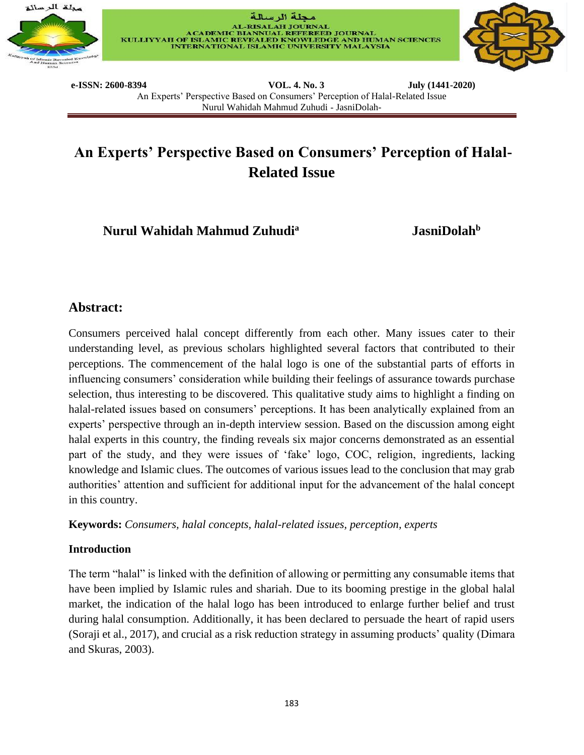# An Experts' Perspective Based on Consumers' Perception of Halal-Related Issue

**Nurul Wahidah Mahmud Zuhudi[a]** **JasniDolah[b]**

## Abstract:

Consumers perceived halal concept differently from each other. Many issues cater to their understanding level, as previous scholars highlighted several factors that contributed to their perceptions. The commencement of the halal logo is one of the substantial parts of efforts in influencing consumers' consideration while building their feelings of assurance towards purchase selection, thus interesting to be discovered. This qualitative study aims to highlight a finding on halal-related issues based on consumers' perceptions. It has been analytically explained from an experts' perspective through an in-depth interview session. Based on the discussion among eight halal experts in this country, the finding reveals six major concerns demonstrated as an essential part of the study, and they were issues of 'fake' logo, COC, religion, ingredients, lacking knowledge and Islamic clues. The outcomes of various issues lead to the conclusion that may grab authorities' attention and sufficient for additional input for the advancement of the halal concept in this country.

**Keywords:** *Consumers, halal concepts, halal-related issues, perception, experts*

### Introduction

The term "halal" is linked with the definition of allowing or permitting any consumable items that have been implied by Islamic rules and shariah. Due to its booming prestige in the global halal market, the indication of the halal logo has been introduced to enlarge further belief and trust during halal consumption. Additionally, it has been declared to persuade the heart of rapid users (Soraji et al., 2017), and crucial as a risk reduction strategy in assuming products' quality (Dimara and Skuras, 2003).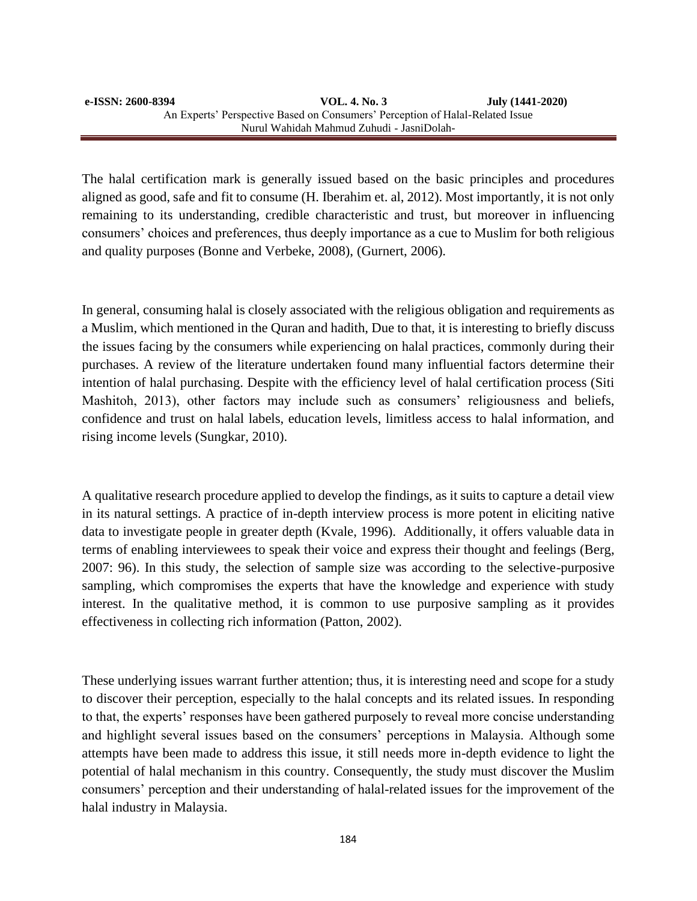The halal certification mark is generally issued based on the basic principles and procedures aligned as good, safe and fit to consume (H. Iberahim et. al, 2012). Most importantly, it is not only remaining to its understanding, credible characteristic and trust, but moreover in influencing consumers' choices and preferences, thus deeply importance as a cue to Muslim for both religious and quality purposes (Bonne and Verbeke, 2008), (Gurnert, 2006).

In general, consuming halal is closely associated with the religious obligation and requirements as a Muslim, which mentioned in the Quran and hadith, Due to that, it is interesting to briefly discuss the issues facing by the consumers while experiencing on halal practices, commonly during their purchases. A review of the literature undertaken found many influential factors determine their intention of halal purchasing. Despite with the efficiency level of halal certification process (Siti Mashitoh, 2013), other factors may include such as consumers' religiousness and beliefs, confidence and trust on halal labels, education levels, limitless access to halal information, and rising income levels (Sungkar, 2010).

A qualitative research procedure applied to develop the findings, as it suits to capture a detail view in its natural settings. A practice of in-depth interview process is more potent in eliciting native data to investigate people in greater depth (Kvale, 1996). Additionally, it offers valuable data in terms of enabling interviewees to speak their voice and express their thought and feelings (Berg, 2007: 96). In this study, the selection of sample size was according to the selective-purposive sampling, which compromises the experts that have the knowledge and experience with study interest. In the qualitative method, it is common to use purposive sampling as it provides effectiveness in collecting rich information (Patton, 2002).

These underlying issues warrant further attention; thus, it is interesting need and scope for a study to discover their perception, especially to the halal concepts and its related issues. In responding to that, the experts' responses have been gathered purposely to reveal more concise understanding and highlight several issues based on the consumers' perceptions in Malaysia. Although some attempts have been made to address this issue, it still needs more in-depth evidence to light the potential of halal mechanism in this country. Consequently, the study must discover the Muslim consumers' perception and their understanding of halal-related issues for the improvement of the halal industry in Malaysia.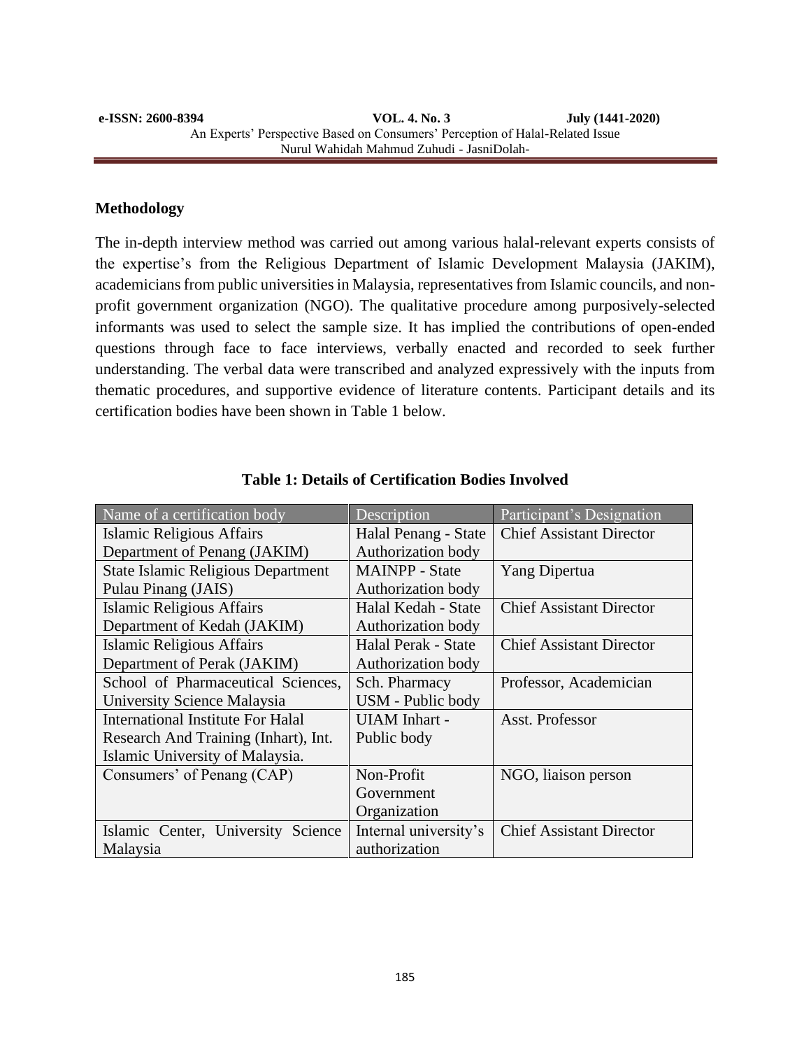## Methodology

The in-depth interview method was carried out among various halal-relevant experts consists of the expertise's from the Religious Department of Islamic Development Malaysia (JAKIM), academicians from public universities in Malaysia, representatives from Islamic councils, and non-profit government organization (NGO). The qualitative procedure among purposively-selected informants was used to select the sample size. It has implied the contributions of open-ended questions through face to face interviews, verbally enacted and recorded to seek further understanding. The verbal data were transcribed and analyzed expressively with the inputs from thematic procedures, and supportive evidence of literature contents. Participant details and its certification bodies have been shown in Table 1 below.

**Table 1: Details of Certification Bodies Involved**

| Name of a certification body | Description | Participant's Designation |
| --- | --- | --- |
| Islamic Religious Affairs Department of Penang (JAKIM) | Halal Penang - State Authorization body | Chief Assistant Director |
| State Islamic Religious Department Pulau Pinang (JAIS) | MAINPP - State Authorization body | Yang Dipertua |
| Islamic Religious Affairs Department of Kedah (JAKIM) | Halal Kedah - State Authorization body | Chief Assistant Director |
| Islamic Religious Affairs Department of Perak (JAKIM) | Halal Perak - State Authorization body | Chief Assistant Director |
| School of Pharmaceutical Sciences, University Science Malaysia | Sch. Pharmacy USM - Public body | Professor, Academician |
| International Institute For Halal Research And Training (Inhart), Int. Islamic University of Malaysia. | UIAM Inhart - Public body | Asst. Professor |
| Consumers' of Penang (CAP) | Non-Profit Government Organization | NGO, liaison person |
| Islamic Center, University Science Malaysia | Internal university's authorization | Chief Assistant Director |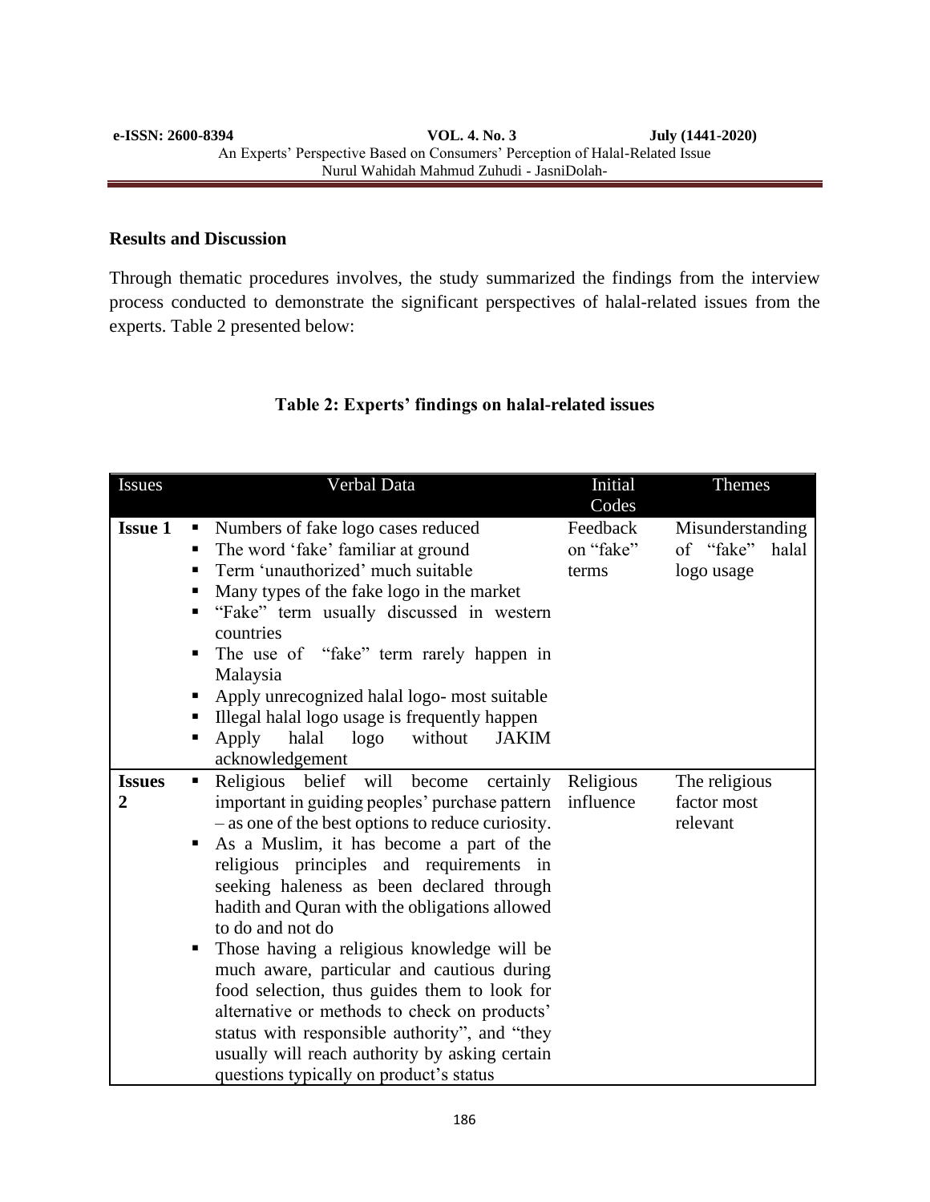## Results and Discussion

Through thematic procedures involves, the study summarized the findings from the interview process conducted to demonstrate the significant perspectives of halal-related issues from the experts. Table 2 presented below:

**Table 2: Experts' findings on halal-related issues**

| Issues | Verbal Data | Initial Codes | Themes |
|---|---|---|---|
| **Issue 1** | ▪ Numbers of fake logo cases reduced<br>▪ The word 'fake' familiar at ground<br>▪ Term 'unauthorized' much suitable<br>▪ Many types of the fake logo in the market<br>▪ "Fake" term usually discussed in western countries<br>▪ The use of "fake" term rarely happen in Malaysia<br>▪ Apply unrecognized halal logo- most suitable<br>▪ Illegal halal logo usage is frequently happen<br>▪ Apply halal logo without JAKIM acknowledgement | Feedback on "fake" terms | Misunderstanding of "fake" halal logo usage |
| **Issues 2** | ▪ Religious belief will become certainly important in guiding peoples' purchase pattern – as one of the best options to reduce curiosity.<br>▪ As a Muslim, it has become a part of the religious principles and requirements in seeking haleness as been declared through hadith and Quran with the obligations allowed to do and not do<br>▪ Those having a religious knowledge will be much aware, particular and cautious during food selection, thus guides them to look for alternative or methods to check on products' status with responsible authority", and "they usually will reach authority by asking certain questions typically on product's status | Religious influence | The religious factor most relevant |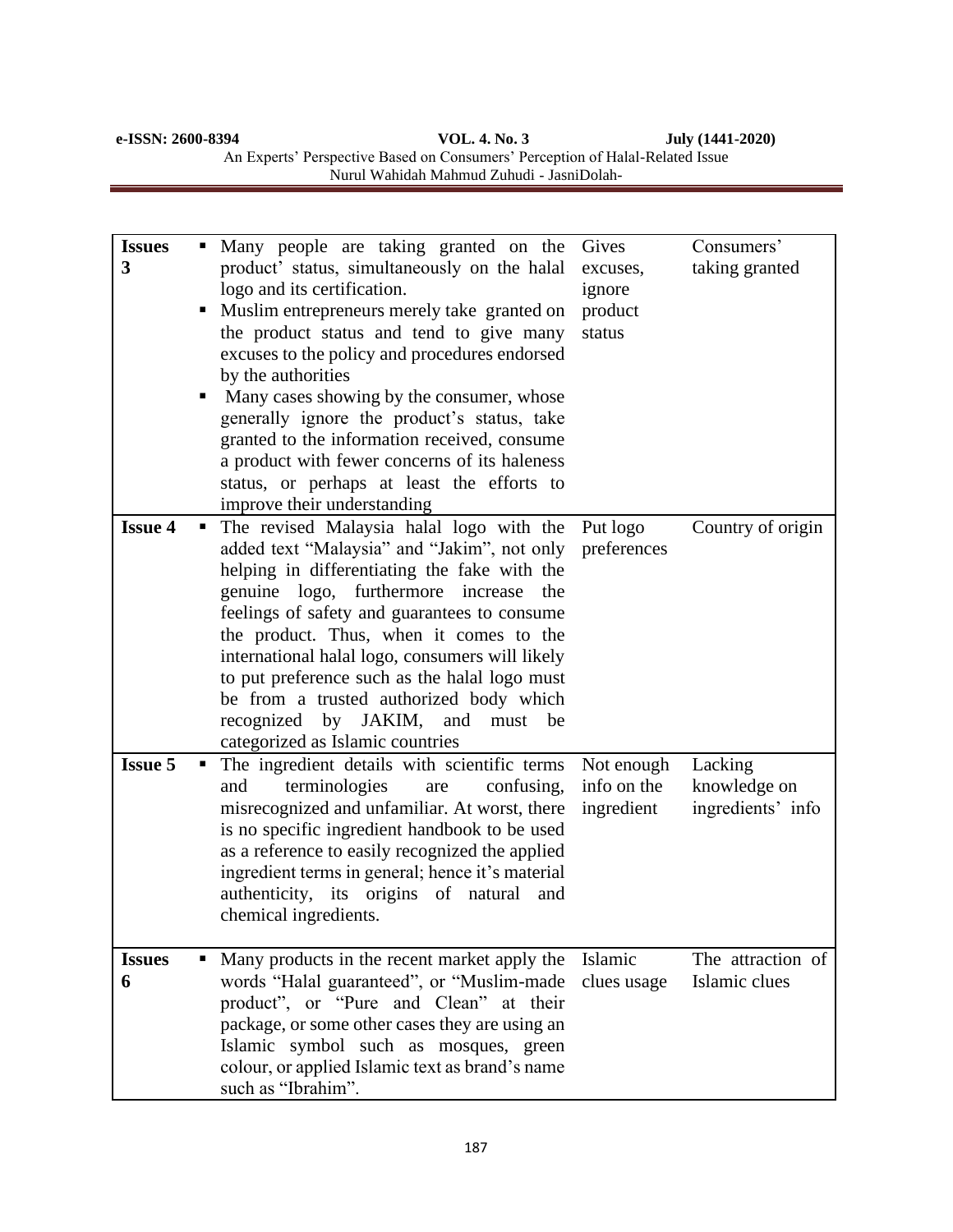| | | | |
|---|---|---|---|
| **Issues 3** | ▪ Many people are taking granted on the product' status, simultaneously on the halal logo and its certification.<br>▪ Muslim entrepreneurs merely take granted on the product status and tend to give many excuses to the policy and procedures endorsed by the authorities<br>▪ Many cases showing by the consumer, whose generally ignore the product's status, take granted to the information received, consume a product with fewer concerns of its haleness status, or perhaps at least the efforts to improve their understanding | Gives excuses, ignore product status | Consumers' taking granted |
| **Issue 4** | ▪ The revised Malaysia halal logo with the added text "Malaysia" and "Jakim", not only helping in differentiating the fake with the genuine logo, furthermore increase the feelings of safety and guarantees to consume the product. Thus, when it comes to the international halal logo, consumers will likely to put preference such as the halal logo must be from a trusted authorized body which recognized by JAKIM, and must be categorized as Islamic countries | Put logo preferences | Country of origin |
| **Issue 5** | ▪ The ingredient details with scientific terms and terminologies are confusing, misrecognized and unfamiliar. At worst, there is no specific ingredient handbook to be used as a reference to easily recognized the applied ingredient terms in general; hence it's material authenticity, its origins of natural and chemical ingredients. | Not enough info on the ingredient | Lacking knowledge on ingredients' info |
| **Issues 6** | ▪ Many products in the recent market apply the words "Halal guaranteed", or "Muslim-made product", or "Pure and Clean" at their package, or some other cases they are using an Islamic symbol such as mosques, green colour, or applied Islamic text as brand's name such as "Ibrahim". | Islamic clues usage | The attraction of Islamic clues |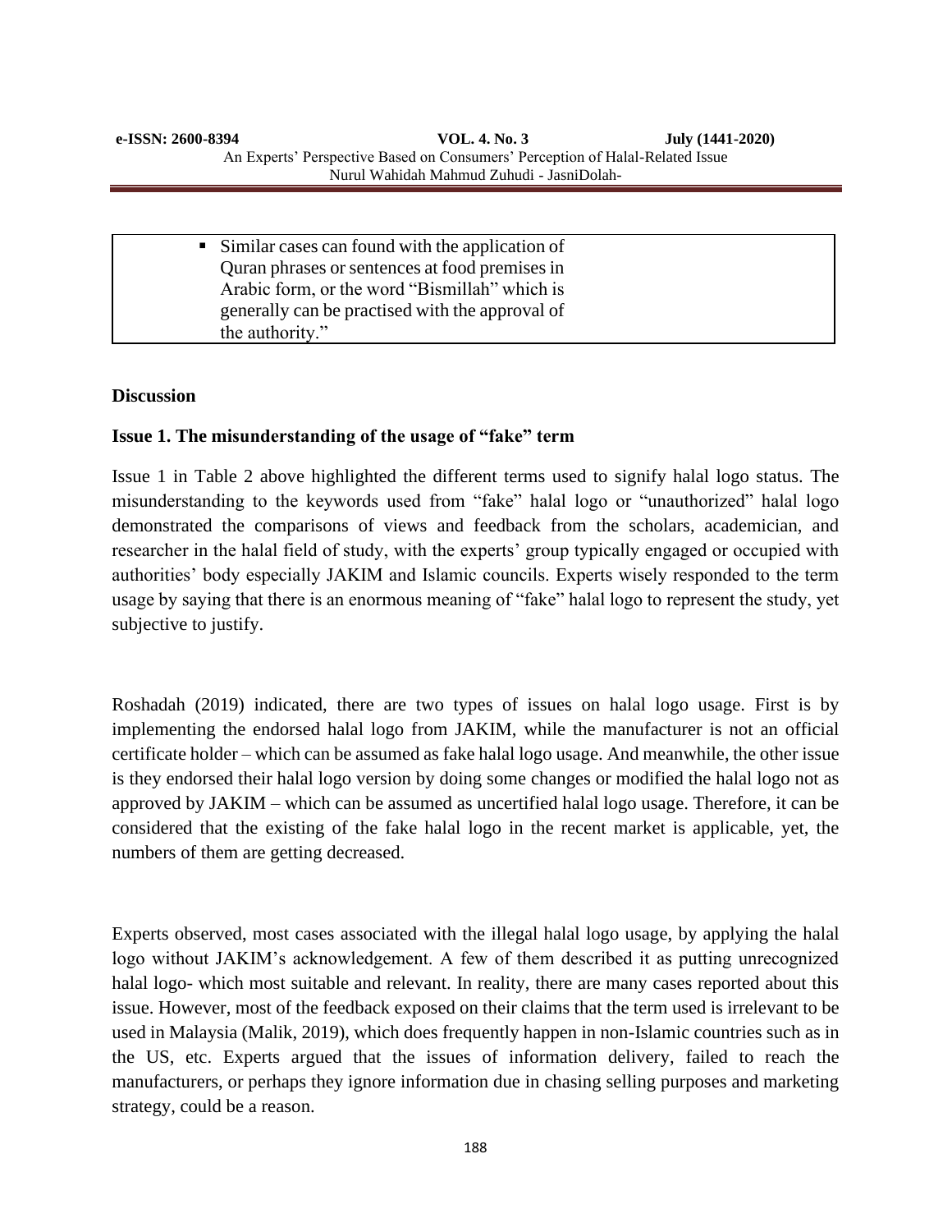| | |
|---|---|
| ▪ Similar cases can found with the application of Quran phrases or sentences at food premises in Arabic form, or the word "Bismillah" which is generally can be practised with the approval of the authority." | |

## Discussion

### Issue 1. The misunderstanding of the usage of "fake" term

Issue 1 in Table 2 above highlighted the different terms used to signify halal logo status. The misunderstanding to the keywords used from "fake" halal logo or "unauthorized" halal logo demonstrated the comparisons of views and feedback from the scholars, academician, and researcher in the halal field of study, with the experts' group typically engaged or occupied with authorities' body especially JAKIM and Islamic councils. Experts wisely responded to the term usage by saying that there is an enormous meaning of "fake" halal logo to represent the study, yet subjective to justify.

Roshadah (2019) indicated, there are two types of issues on halal logo usage. First is by implementing the endorsed halal logo from JAKIM, while the manufacturer is not an official certificate holder – which can be assumed as fake halal logo usage. And meanwhile, the other issue is they endorsed their halal logo version by doing some changes or modified the halal logo not as approved by JAKIM – which can be assumed as uncertified halal logo usage. Therefore, it can be considered that the existing of the fake halal logo in the recent market is applicable, yet, the numbers of them are getting decreased.

Experts observed, most cases associated with the illegal halal logo usage, by applying the halal logo without JAKIM's acknowledgement. A few of them described it as putting unrecognized halal logo- which most suitable and relevant. In reality, there are many cases reported about this issue. However, most of the feedback exposed on their claims that the term used is irrelevant to be used in Malaysia (Malik, 2019), which does frequently happen in non-Islamic countries such as in the US, etc. Experts argued that the issues of information delivery, failed to reach the manufacturers, or perhaps they ignore information due in chasing selling purposes and marketing strategy, could be a reason.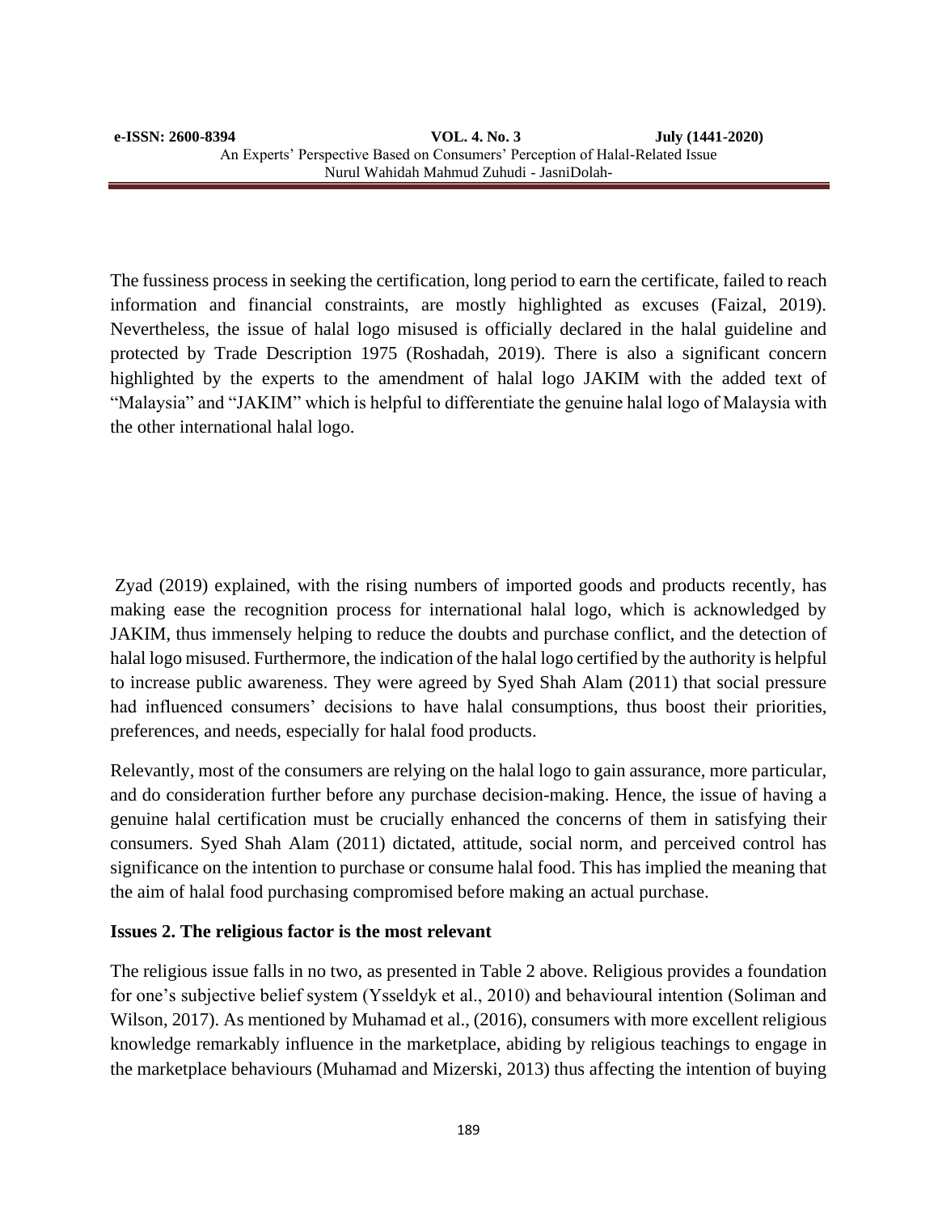The fussiness process in seeking the certification, long period to earn the certificate, failed to reach information and financial constraints, are mostly highlighted as excuses (Faizal, 2019). Nevertheless, the issue of halal logo misused is officially declared in the halal guideline and protected by Trade Description 1975 (Roshadah, 2019). There is also a significant concern highlighted by the experts to the amendment of halal logo JAKIM with the added text of "Malaysia" and "JAKIM" which is helpful to differentiate the genuine halal logo of Malaysia with the other international halal logo.

Zyad (2019) explained, with the rising numbers of imported goods and products recently, has making ease the recognition process for international halal logo, which is acknowledged by JAKIM, thus immensely helping to reduce the doubts and purchase conflict, and the detection of halal logo misused. Furthermore, the indication of the halal logo certified by the authority is helpful to increase public awareness. They were agreed by Syed Shah Alam (2011) that social pressure had influenced consumers' decisions to have halal consumptions, thus boost their priorities, preferences, and needs, especially for halal food products.

Relevantly, most of the consumers are relying on the halal logo to gain assurance, more particular, and do consideration further before any purchase decision-making. Hence, the issue of having a genuine halal certification must be crucially enhanced the concerns of them in satisfying their consumers. Syed Shah Alam (2011) dictated, attitude, social norm, and perceived control has significance on the intention to purchase or consume halal food. This has implied the meaning that the aim of halal food purchasing compromised before making an actual purchase.

**Issues 2. The religious factor is the most relevant**

The religious issue falls in no two, as presented in Table 2 above. Religious provides a foundation for one's subjective belief system (Ysseldyk et al., 2010) and behavioural intention (Soliman and Wilson, 2017). As mentioned by Muhamad et al., (2016), consumers with more excellent religious knowledge remarkably influence in the marketplace, abiding by religious teachings to engage in the marketplace behaviours (Muhamad and Mizerski, 2013) thus affecting the intention of buying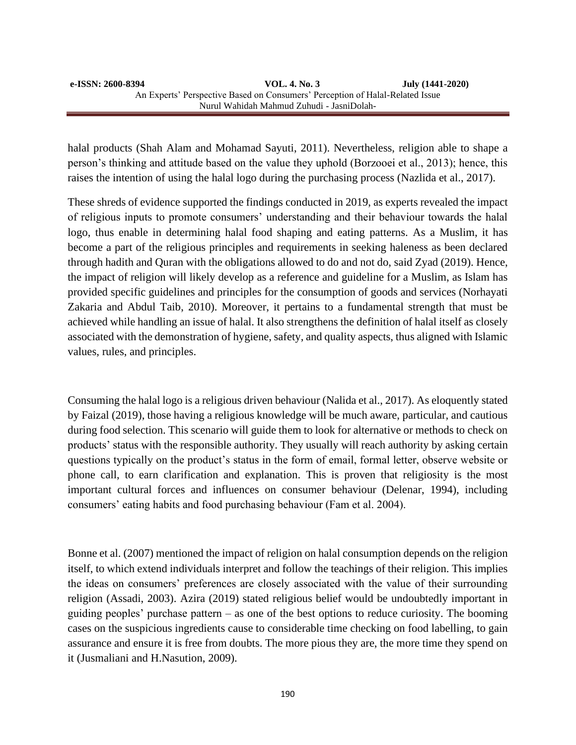halal products (Shah Alam and Mohamad Sayuti, 2011). Nevertheless, religion able to shape a person's thinking and attitude based on the value they uphold (Borzooei et al., 2013); hence, this raises the intention of using the halal logo during the purchasing process (Nazlida et al., 2017).

These shreds of evidence supported the findings conducted in 2019, as experts revealed the impact of religious inputs to promote consumers' understanding and their behaviour towards the halal logo, thus enable in determining halal food shaping and eating patterns. As a Muslim, it has become a part of the religious principles and requirements in seeking haleness as been declared through hadith and Quran with the obligations allowed to do and not do, said Zyad (2019). Hence, the impact of religion will likely develop as a reference and guideline for a Muslim, as Islam has provided specific guidelines and principles for the consumption of goods and services (Norhayati Zakaria and Abdul Taib, 2010). Moreover, it pertains to a fundamental strength that must be achieved while handling an issue of halal. It also strengthens the definition of halal itself as closely associated with the demonstration of hygiene, safety, and quality aspects, thus aligned with Islamic values, rules, and principles.

Consuming the halal logo is a religious driven behaviour (Nalida et al., 2017). As eloquently stated by Faizal (2019), those having a religious knowledge will be much aware, particular, and cautious during food selection. This scenario will guide them to look for alternative or methods to check on products' status with the responsible authority. They usually will reach authority by asking certain questions typically on the product's status in the form of email, formal letter, observe website or phone call, to earn clarification and explanation. This is proven that religiosity is the most important cultural forces and influences on consumer behaviour (Delenar, 1994), including consumers' eating habits and food purchasing behaviour (Fam et al. 2004).

Bonne et al. (2007) mentioned the impact of religion on halal consumption depends on the religion itself, to which extend individuals interpret and follow the teachings of their religion. This implies the ideas on consumers' preferences are closely associated with the value of their surrounding religion (Assadi, 2003). Azira (2019) stated religious belief would be undoubtedly important in guiding peoples' purchase pattern – as one of the best options to reduce curiosity. The booming cases on the suspicious ingredients cause to considerable time checking on food labelling, to gain assurance and ensure it is free from doubts. The more pious they are, the more time they spend on it (Jusmaliani and H.Nasution, 2009).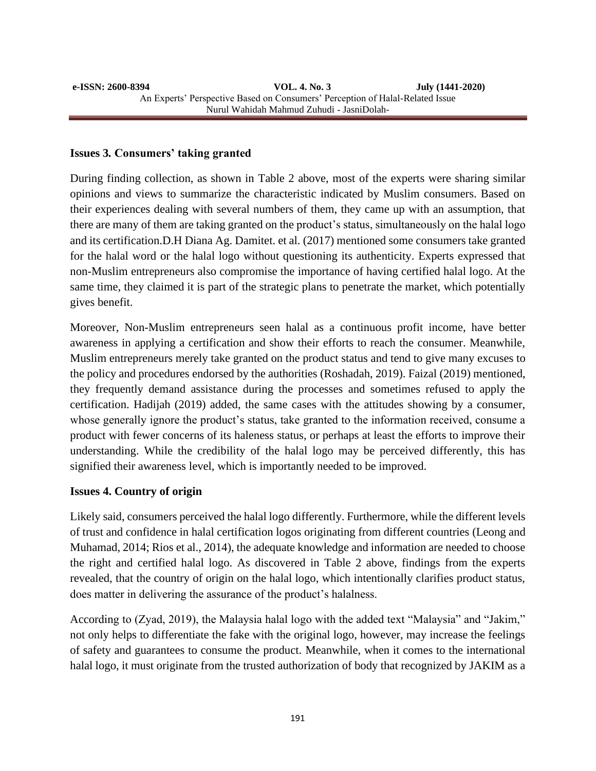### Issues 3. Consumers' taking granted

During finding collection, as shown in Table 2 above, most of the experts were sharing similar opinions and views to summarize the characteristic indicated by Muslim consumers. Based on their experiences dealing with several numbers of them, they came up with an assumption, that there are many of them are taking granted on the product's status, simultaneously on the halal logo and its certification.D.H Diana Ag. Damitet. et al. (2017) mentioned some consumers take granted for the halal word or the halal logo without questioning its authenticity. Experts expressed that non-Muslim entrepreneurs also compromise the importance of having certified halal logo. At the same time, they claimed it is part of the strategic plans to penetrate the market, which potentially gives benefit.

Moreover, Non-Muslim entrepreneurs seen halal as a continuous profit income, have better awareness in applying a certification and show their efforts to reach the consumer. Meanwhile, Muslim entrepreneurs merely take granted on the product status and tend to give many excuses to the policy and procedures endorsed by the authorities (Roshadah, 2019). Faizal (2019) mentioned, they frequently demand assistance during the processes and sometimes refused to apply the certification. Hadijah (2019) added, the same cases with the attitudes showing by a consumer, whose generally ignore the product's status, take granted to the information received, consume a product with fewer concerns of its haleness status, or perhaps at least the efforts to improve their understanding. While the credibility of the halal logo may be perceived differently, this has signified their awareness level, which is importantly needed to be improved.

### Issues 4. Country of origin

Likely said, consumers perceived the halal logo differently. Furthermore, while the different levels of trust and confidence in halal certification logos originating from different countries (Leong and Muhamad, 2014; Rios et al., 2014), the adequate knowledge and information are needed to choose the right and certified halal logo. As discovered in Table 2 above, findings from the experts revealed, that the country of origin on the halal logo, which intentionally clarifies product status, does matter in delivering the assurance of the product's halalness.

According to (Zyad, 2019), the Malaysia halal logo with the added text "Malaysia" and "Jakim," not only helps to differentiate the fake with the original logo, however, may increase the feelings of safety and guarantees to consume the product. Meanwhile, when it comes to the international halal logo, it must originate from the trusted authorization of body that recognized by JAKIM as a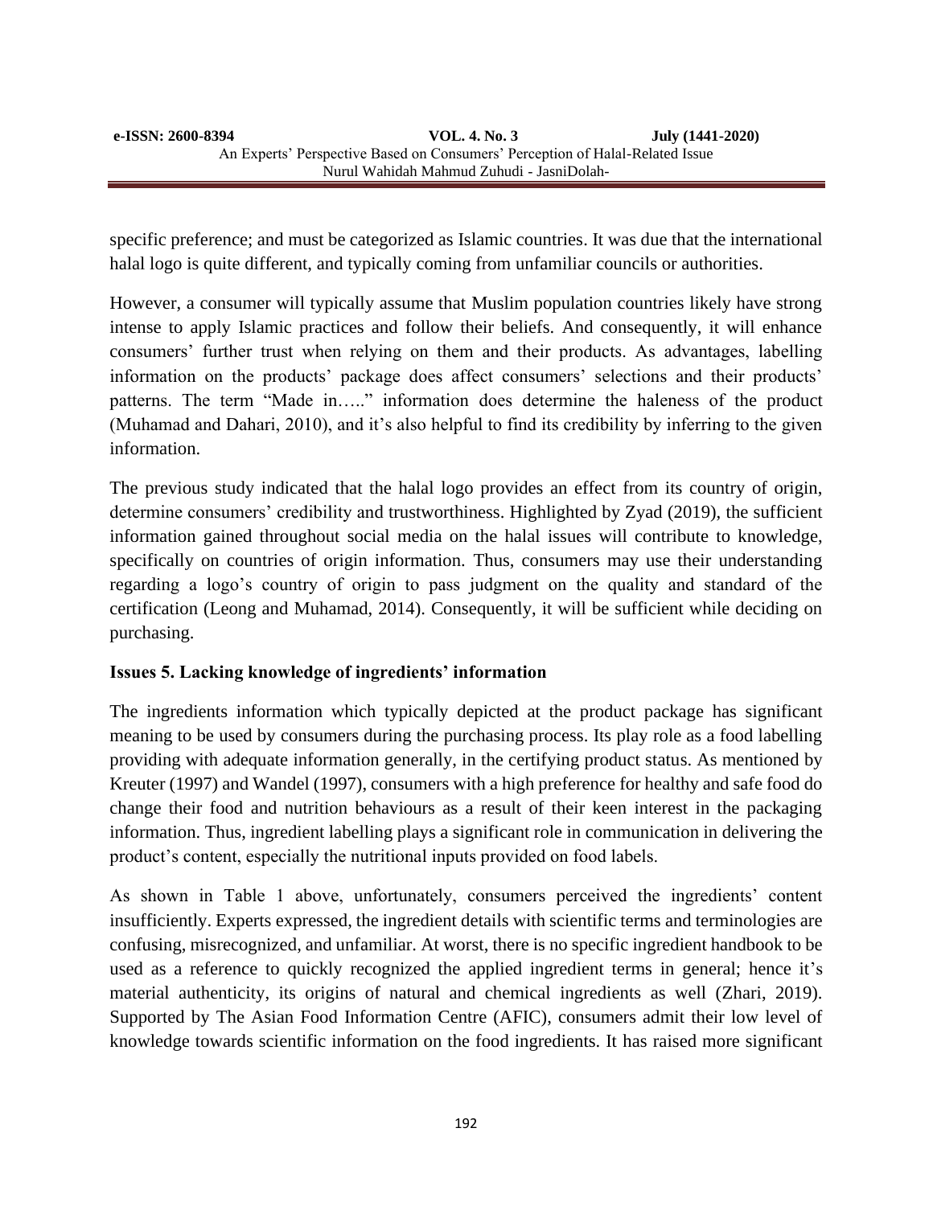specific preference; and must be categorized as Islamic countries. It was due that the international halal logo is quite different, and typically coming from unfamiliar councils or authorities.

However, a consumer will typically assume that Muslim population countries likely have strong intense to apply Islamic practices and follow their beliefs. And consequently, it will enhance consumers' further trust when relying on them and their products. As advantages, labelling information on the products' package does affect consumers' selections and their products' patterns. The term "Made in….." information does determine the haleness of the product (Muhamad and Dahari, 2010), and it's also helpful to find its credibility by inferring to the given information.

The previous study indicated that the halal logo provides an effect from its country of origin, determine consumers' credibility and trustworthiness. Highlighted by Zyad (2019), the sufficient information gained throughout social media on the halal issues will contribute to knowledge, specifically on countries of origin information. Thus, consumers may use their understanding regarding a logo's country of origin to pass judgment on the quality and standard of the certification (Leong and Muhamad, 2014). Consequently, it will be sufficient while deciding on purchasing.

**Issues 5. Lacking knowledge of ingredients' information**

The ingredients information which typically depicted at the product package has significant meaning to be used by consumers during the purchasing process. Its play role as a food labelling providing with adequate information generally, in the certifying product status. As mentioned by Kreuter (1997) and Wandel (1997), consumers with a high preference for healthy and safe food do change their food and nutrition behaviours as a result of their keen interest in the packaging information. Thus, ingredient labelling plays a significant role in communication in delivering the product's content, especially the nutritional inputs provided on food labels.

As shown in Table 1 above, unfortunately, consumers perceived the ingredients' content insufficiently. Experts expressed, the ingredient details with scientific terms and terminologies are confusing, misrecognized, and unfamiliar. At worst, there is no specific ingredient handbook to be used as a reference to quickly recognized the applied ingredient terms in general; hence it's material authenticity, its origins of natural and chemical ingredients as well (Zhari, 2019). Supported by The Asian Food Information Centre (AFIC), consumers admit their low level of knowledge towards scientific information on the food ingredients. It has raised more significant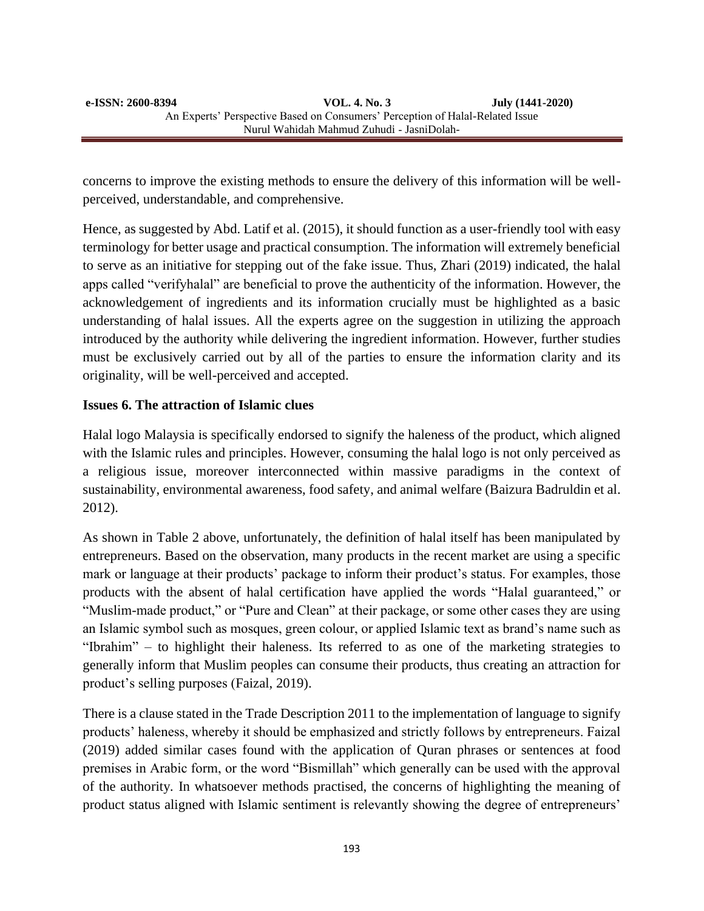concerns to improve the existing methods to ensure the delivery of this information will be well-perceived, understandable, and comprehensive.

Hence, as suggested by Abd. Latif et al. (2015), it should function as a user-friendly tool with easy terminology for better usage and practical consumption. The information will extremely beneficial to serve as an initiative for stepping out of the fake issue. Thus, Zhari (2019) indicated, the halal apps called "verifyhalal" are beneficial to prove the authenticity of the information. However, the acknowledgement of ingredients and its information crucially must be highlighted as a basic understanding of halal issues. All the experts agree on the suggestion in utilizing the approach introduced by the authority while delivering the ingredient information. However, further studies must be exclusively carried out by all of the parties to ensure the information clarity and its originality, will be well-perceived and accepted.

**Issues 6. The attraction of Islamic clues**

Halal logo Malaysia is specifically endorsed to signify the haleness of the product, which aligned with the Islamic rules and principles. However, consuming the halal logo is not only perceived as a religious issue, moreover interconnected within massive paradigms in the context of sustainability, environmental awareness, food safety, and animal welfare (Baizura Badruldin et al. 2012).

As shown in Table 2 above, unfortunately, the definition of halal itself has been manipulated by entrepreneurs. Based on the observation, many products in the recent market are using a specific mark or language at their products' package to inform their product's status. For examples, those products with the absent of halal certification have applied the words "Halal guaranteed," or "Muslim-made product," or "Pure and Clean" at their package, or some other cases they are using an Islamic symbol such as mosques, green colour, or applied Islamic text as brand's name such as "Ibrahim" – to highlight their haleness. Its referred to as one of the marketing strategies to generally inform that Muslim peoples can consume their products, thus creating an attraction for product's selling purposes (Faizal, 2019).

There is a clause stated in the Trade Description 2011 to the implementation of language to signify products' haleness, whereby it should be emphasized and strictly follows by entrepreneurs. Faizal (2019) added similar cases found with the application of Quran phrases or sentences at food premises in Arabic form, or the word "Bismillah" which generally can be used with the approval of the authority. In whatsoever methods practised, the concerns of highlighting the meaning of product status aligned with Islamic sentiment is relevantly showing the degree of entrepreneurs'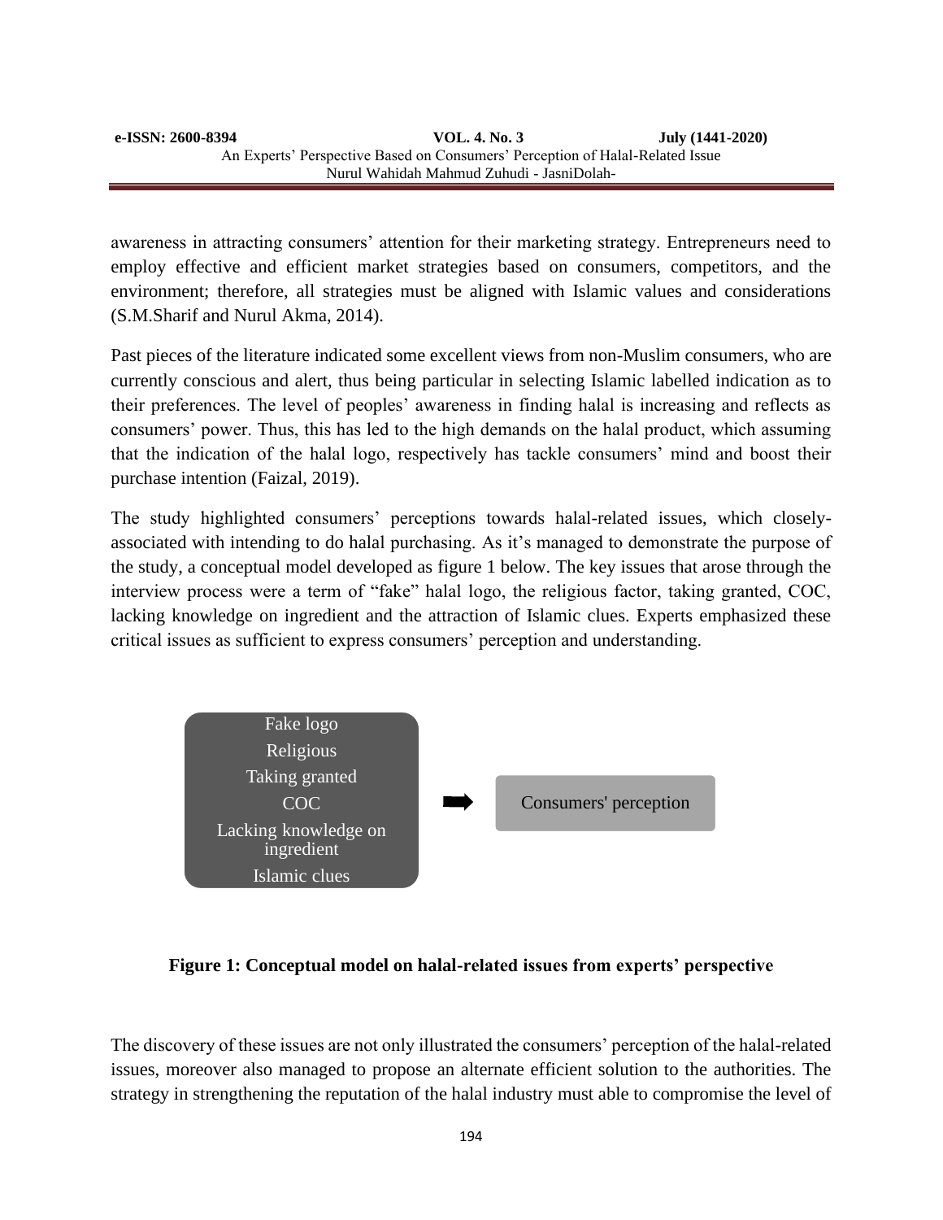awareness in attracting consumers' attention for their marketing strategy. Entrepreneurs need to employ effective and efficient market strategies based on consumers, competitors, and the environment; therefore, all strategies must be aligned with Islamic values and considerations (S.M.Sharif and Nurul Akma, 2014).

Past pieces of the literature indicated some excellent views from non-Muslim consumers, who are currently conscious and alert, thus being particular in selecting Islamic labelled indication as to their preferences. The level of peoples' awareness in finding halal is increasing and reflects as consumers' power. Thus, this has led to the high demands on the halal product, which assuming that the indication of the halal logo, respectively has tackle consumers' mind and boost their purchase intention (Faizal, 2019).

The study highlighted consumers' perceptions towards halal-related issues, which closely-associated with intending to do halal purchasing. As it's managed to demonstrate the purpose of the study, a conceptual model developed as figure 1 below. The key issues that arose through the interview process were a term of "fake" halal logo, the religious factor, taking granted, COC, lacking knowledge on ingredient and the attraction of Islamic clues. Experts emphasized these critical issues as sufficient to express consumers' perception and understanding.

Fake logo
Religious
Taking granted
COC
Lacking knowledge on ingredient
Islamic clues

➡

Consumers' perception

**Figure 1: Conceptual model on halal-related issues from experts' perspective**

The discovery of these issues are not only illustrated the consumers' perception of the halal-related issues, moreover also managed to propose an alternate efficient solution to the authorities. The strategy in strengthening the reputation of the halal industry must able to compromise the level of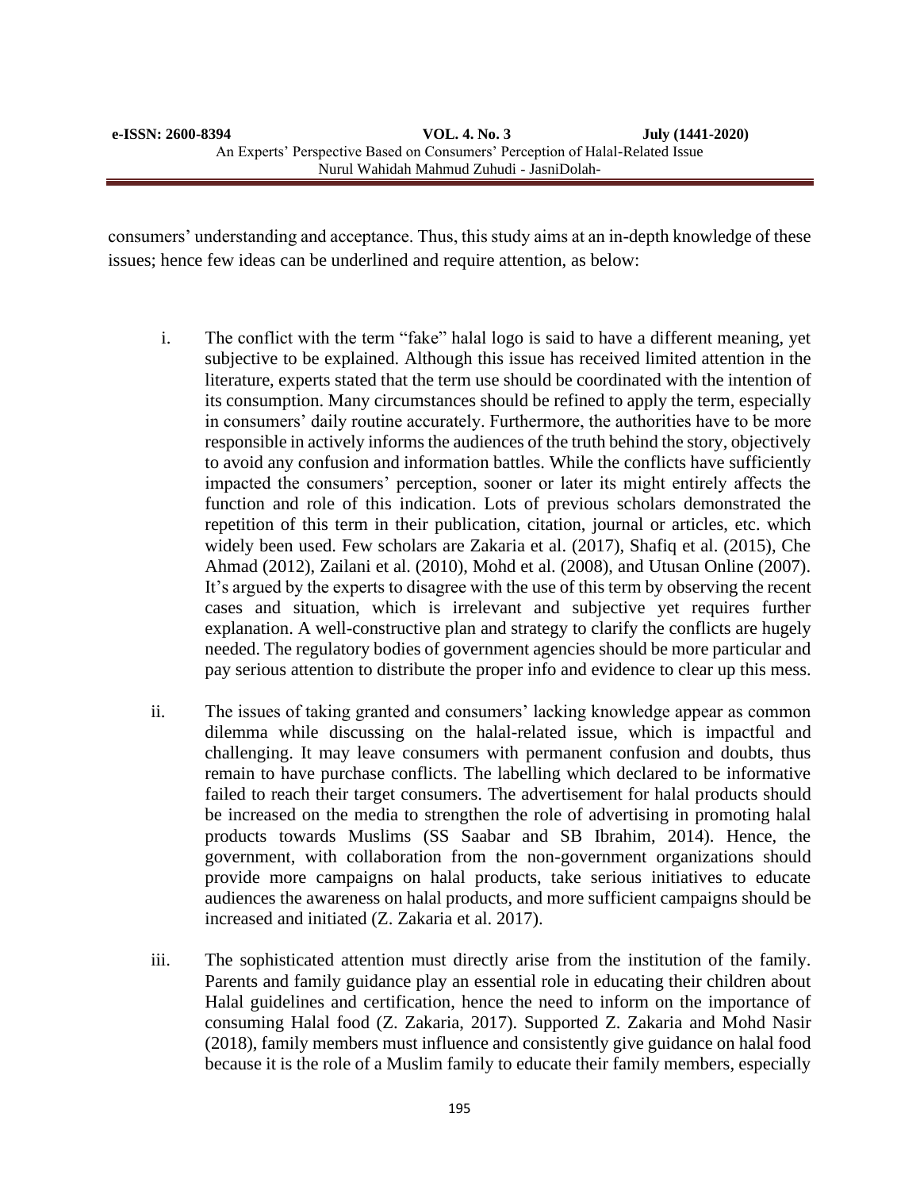consumers' understanding and acceptance. Thus, this study aims at an in-depth knowledge of these issues; hence few ideas can be underlined and require attention, as below:

i. The conflict with the term "fake" halal logo is said to have a different meaning, yet subjective to be explained. Although this issue has received limited attention in the literature, experts stated that the term use should be coordinated with the intention of its consumption. Many circumstances should be refined to apply the term, especially in consumers' daily routine accurately. Furthermore, the authorities have to be more responsible in actively informs the audiences of the truth behind the story, objectively to avoid any confusion and information battles. While the conflicts have sufficiently impacted the consumers' perception, sooner or later its might entirely affects the function and role of this indication. Lots of previous scholars demonstrated the repetition of this term in their publication, citation, journal or articles, etc. which widely been used. Few scholars are Zakaria et al. (2017), Shafiq et al. (2015), Che Ahmad (2012), Zailani et al. (2010), Mohd et al. (2008), and Utusan Online (2007). It's argued by the experts to disagree with the use of this term by observing the recent cases and situation, which is irrelevant and subjective yet requires further explanation. A well-constructive plan and strategy to clarify the conflicts are hugely needed. The regulatory bodies of government agencies should be more particular and pay serious attention to distribute the proper info and evidence to clear up this mess.

ii. The issues of taking granted and consumers' lacking knowledge appear as common dilemma while discussing on the halal-related issue, which is impactful and challenging. It may leave consumers with permanent confusion and doubts, thus remain to have purchase conflicts. The labelling which declared to be informative failed to reach their target consumers. The advertisement for halal products should be increased on the media to strengthen the role of advertising in promoting halal products towards Muslims (SS Saabar and SB Ibrahim, 2014). Hence, the government, with collaboration from the non-government organizations should provide more campaigns on halal products, take serious initiatives to educate audiences the awareness on halal products, and more sufficient campaigns should be increased and initiated (Z. Zakaria et al. 2017).

iii. The sophisticated attention must directly arise from the institution of the family. Parents and family guidance play an essential role in educating their children about Halal guidelines and certification, hence the need to inform on the importance of consuming Halal food (Z. Zakaria, 2017). Supported Z. Zakaria and Mohd Nasir (2018), family members must influence and consistently give guidance on halal food because it is the role of a Muslim family to educate their family members, especially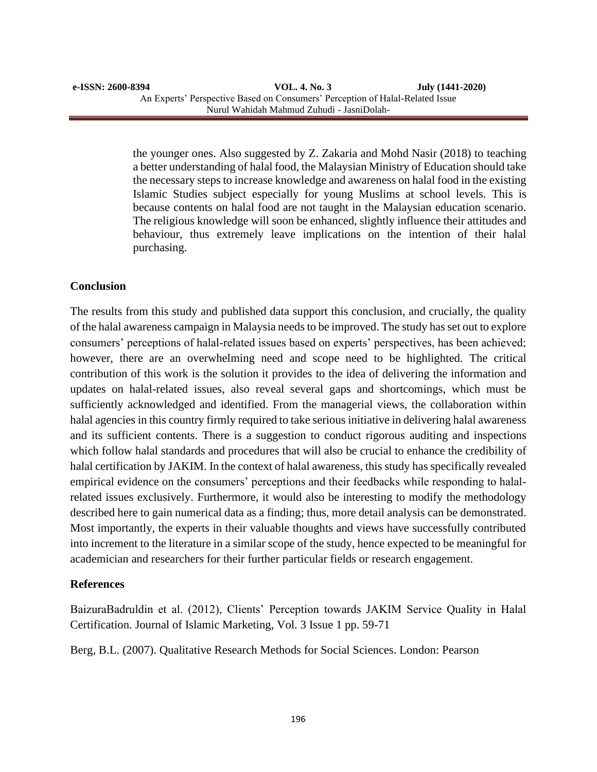the younger ones. Also suggested by Z. Zakaria and Mohd Nasir (2018) to teaching a better understanding of halal food, the Malaysian Ministry of Education should take the necessary steps to increase knowledge and awareness on halal food in the existing Islamic Studies subject especially for young Muslims at school levels. This is because contents on halal food are not taught in the Malaysian education scenario. The religious knowledge will soon be enhanced, slightly influence their attitudes and behaviour, thus extremely leave implications on the intention of their halal purchasing.

## Conclusion

The results from this study and published data support this conclusion, and crucially, the quality of the halal awareness campaign in Malaysia needs to be improved. The study has set out to explore consumers' perceptions of halal-related issues based on experts' perspectives, has been achieved; however, there are an overwhelming need and scope need to be highlighted. The critical contribution of this work is the solution it provides to the idea of delivering the information and updates on halal-related issues, also reveal several gaps and shortcomings, which must be sufficiently acknowledged and identified. From the managerial views, the collaboration within halal agencies in this country firmly required to take serious initiative in delivering halal awareness and its sufficient contents. There is a suggestion to conduct rigorous auditing and inspections which follow halal standards and procedures that will also be crucial to enhance the credibility of halal certification by JAKIM. In the context of halal awareness, this study has specifically revealed empirical evidence on the consumers' perceptions and their feedbacks while responding to halal-related issues exclusively. Furthermore, it would also be interesting to modify the methodology described here to gain numerical data as a finding; thus, more detail analysis can be demonstrated. Most importantly, the experts in their valuable thoughts and views have successfully contributed into increment to the literature in a similar scope of the study, hence expected to be meaningful for academician and researchers for their further particular fields or research engagement.

## References

BaizuraBadruldin et al. (2012), Clients' Perception towards JAKIM Service Quality in Halal Certification. Journal of Islamic Marketing, Vol. 3 Issue 1 pp. 59-71

Berg, B.L. (2007). Qualitative Research Methods for Social Sciences. London: Pearson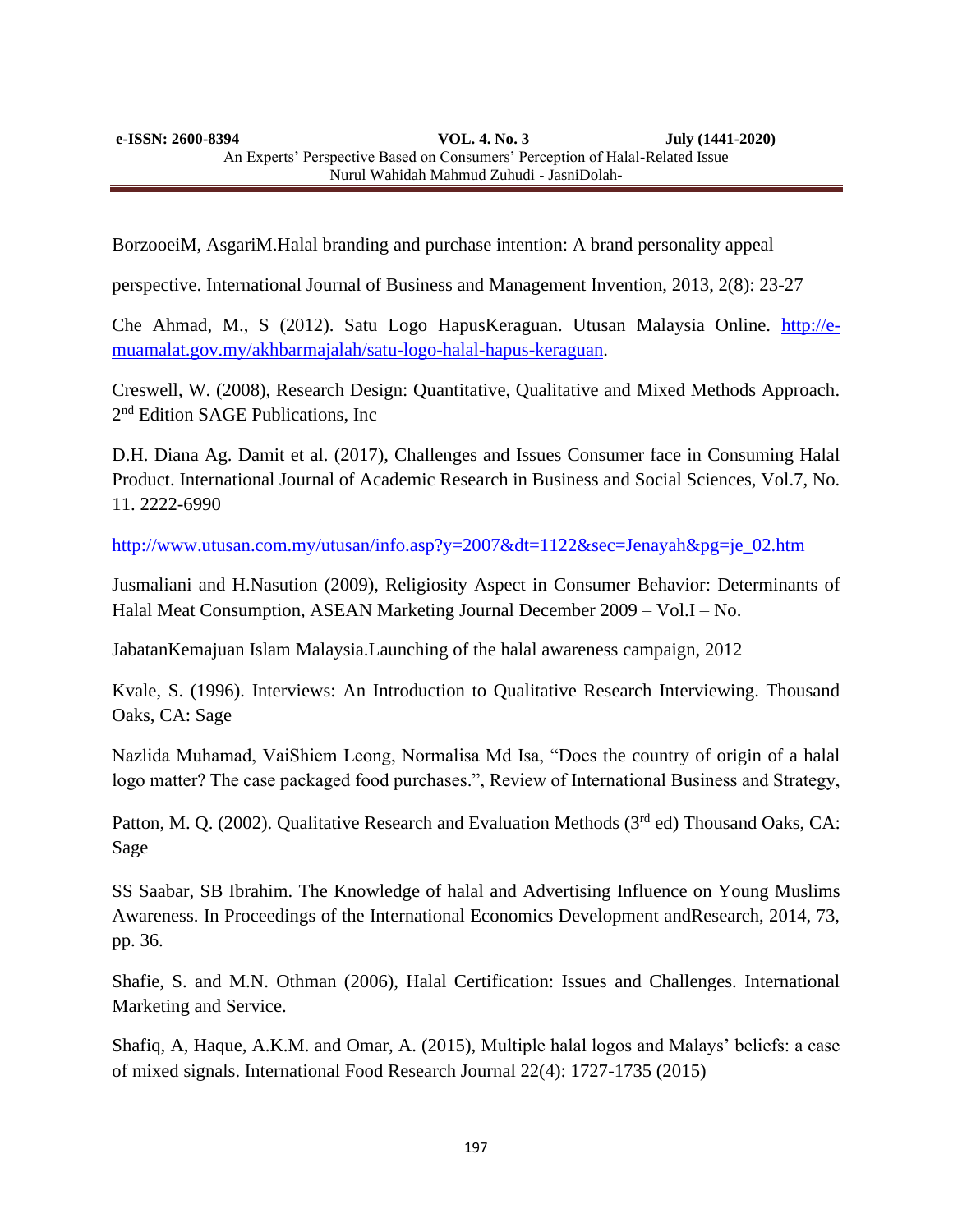BorzooeiM, AsgariM.Halal branding and purchase intention: A brand personality appeal

perspective. International Journal of Business and Management Invention, 2013, 2(8): 23-27

Che Ahmad, M., S (2012). Satu Logo HapusKeraguan. Utusan Malaysia Online. http://e-muamalat.gov.my/akhbarmajalah/satu-logo-halal-hapus-keraguan.

Creswell, W. (2008), Research Design: Quantitative, Qualitative and Mixed Methods Approach. 2nd Edition SAGE Publications, Inc

D.H. Diana Ag. Damit et al. (2017), Challenges and Issues Consumer face in Consuming Halal Product. International Journal of Academic Research in Business and Social Sciences, Vol.7, No. 11. 2222-6990

http://www.utusan.com.my/utusan/info.asp?y=2007&dt=1122&sec=Jenayah&pg=je_02.htm

Jusmaliani and H.Nasution (2009), Religiosity Aspect in Consumer Behavior: Determinants of Halal Meat Consumption, ASEAN Marketing Journal December 2009 – Vol.I – No.

JabatanKemajuan Islam Malaysia.Launching of the halal awareness campaign, 2012

Kvale, S. (1996). Interviews: An Introduction to Qualitative Research Interviewing. Thousand Oaks, CA: Sage

Nazlida Muhamad, VaiShiem Leong, Normalisa Md Isa, "Does the country of origin of a halal logo matter? The case packaged food purchases.", Review of International Business and Strategy,

Patton, M. Q. (2002). Qualitative Research and Evaluation Methods (3rd ed) Thousand Oaks, CA: Sage

SS Saabar, SB Ibrahim. The Knowledge of halal and Advertising Influence on Young Muslims Awareness. In Proceedings of the International Economics Development andResearch, 2014, 73, pp. 36.

Shafie, S. and M.N. Othman (2006), Halal Certification: Issues and Challenges. International Marketing and Service.

Shafiq, A, Haque, A.K.M. and Omar, A. (2015), Multiple halal logos and Malays' beliefs: a case of mixed signals. International Food Research Journal 22(4): 1727-1735 (2015)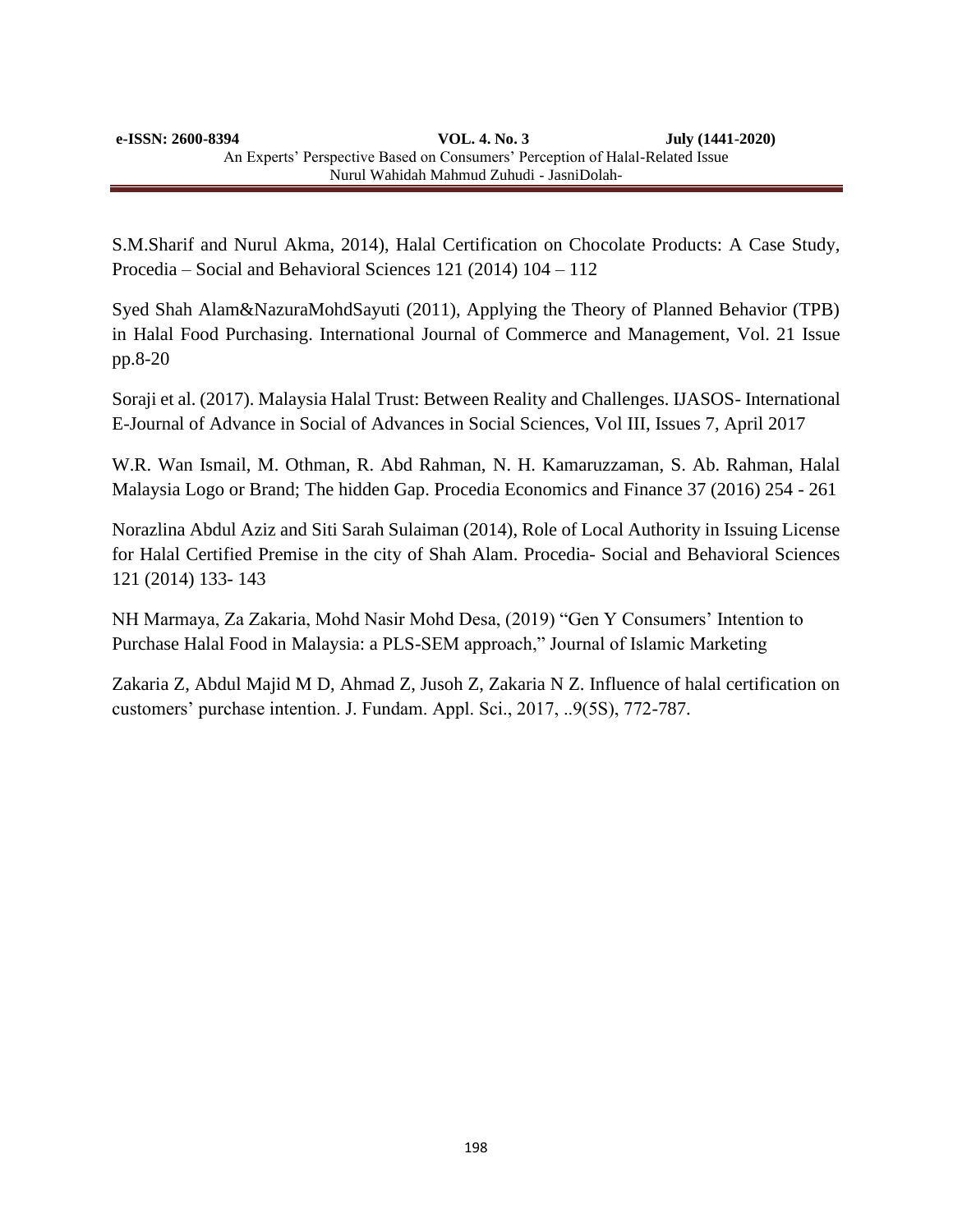S.M.Sharif and Nurul Akma, 2014), Halal Certification on Chocolate Products: A Case Study, Procedia – Social and Behavioral Sciences 121 (2014) 104 – 112

Syed Shah Alam&NazuraMohdSayuti (2011), Applying the Theory of Planned Behavior (TPB) in Halal Food Purchasing. International Journal of Commerce and Management, Vol. 21 Issue pp.8-20

Soraji et al. (2017). Malaysia Halal Trust: Between Reality and Challenges. IJASOS- International E-Journal of Advance in Social of Advances in Social Sciences, Vol III, Issues 7, April 2017

W.R. Wan Ismail, M. Othman, R. Abd Rahman, N. H. Kamaruzzaman, S. Ab. Rahman, Halal Malaysia Logo or Brand; The hidden Gap. Procedia Economics and Finance 37 (2016) 254 - 261

Norazlina Abdul Aziz and Siti Sarah Sulaiman (2014), Role of Local Authority in Issuing License for Halal Certified Premise in the city of Shah Alam. Procedia- Social and Behavioral Sciences 121 (2014) 133- 143

NH Marmaya, Za Zakaria, Mohd Nasir Mohd Desa, (2019) "Gen Y Consumers' Intention to Purchase Halal Food in Malaysia: a PLS-SEM approach," Journal of Islamic Marketing

Zakaria Z, Abdul Majid M D, Ahmad Z, Jusoh Z, Zakaria N Z. Influence of halal certification on customers' purchase intention. J. Fundam. Appl. Sci., 2017, ..9(5S), 772-787.